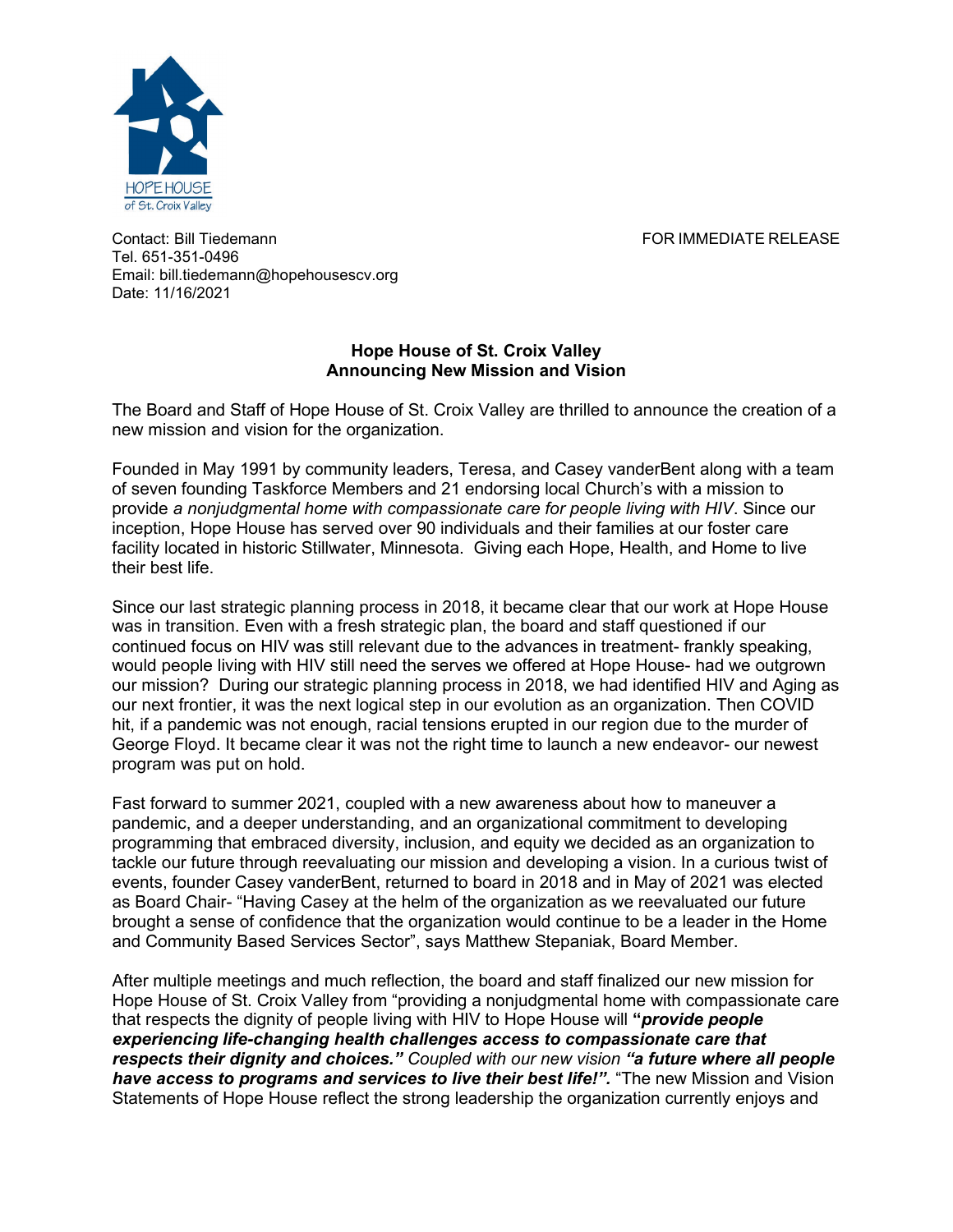Contact: Bill Tiedemann
Tel. 651-351-0496
Email: bill.tiedemann@hopehousescv.org
Date: 11/16/2021

FOR IMMEDIATE RELEASE

**Hope House of St. Croix Valley**
**Announcing New Mission and Vision**

The Board and Staff of Hope House of St. Croix Valley are thrilled to announce the creation of a new mission and vision for the organization.

Founded in May 1991 by community leaders, Teresa, and Casey vanderBent along with a team of seven founding Taskforce Members and 21 endorsing local Church's with a mission to provide *a nonjudgmental home with compassionate care for people living with HIV*. Since our inception, Hope House has served over 90 individuals and their families at our foster care facility located in historic Stillwater, Minnesota. Giving each Hope, Health, and Home to live their best life.

Since our last strategic planning process in 2018, it became clear that our work at Hope House was in transition. Even with a fresh strategic plan, the board and staff questioned if our continued focus on HIV was still relevant due to the advances in treatment- frankly speaking, would people living with HIV still need the serves we offered at Hope House- had we outgrown our mission? During our strategic planning process in 2018, we had identified HIV and Aging as our next frontier, it was the next logical step in our evolution as an organization. Then COVID hit, if a pandemic was not enough, racial tensions erupted in our region due to the murder of George Floyd. It became clear it was not the right time to launch a new endeavor- our newest program was put on hold.

Fast forward to summer 2021, coupled with a new awareness about how to maneuver a pandemic, and a deeper understanding, and an organizational commitment to developing programming that embraced diversity, inclusion, and equity we decided as an organization to tackle our future through reevaluating our mission and developing a vision. In a curious twist of events, founder Casey vanderBent, returned to board in 2018 and in May of 2021 was elected as Board Chair- "Having Casey at the helm of the organization as we reevaluated our future brought a sense of confidence that the organization would continue to be a leader in the Home and Community Based Services Sector", says Matthew Stepaniak, Board Member.

After multiple meetings and much reflection, the board and staff finalized our new mission for Hope House of St. Croix Valley from "providing a nonjudgmental home with compassionate care that respects the dignity of people living with HIV to Hope House will ***"provide people experiencing life-changing health challenges access to compassionate care that respects their dignity and choices."*** *Coupled with our new vision* ***"a future where all people have access to programs and services to live their best life!".*** "The new Mission and Vision Statements of Hope House reflect the strong leadership the organization currently enjoys and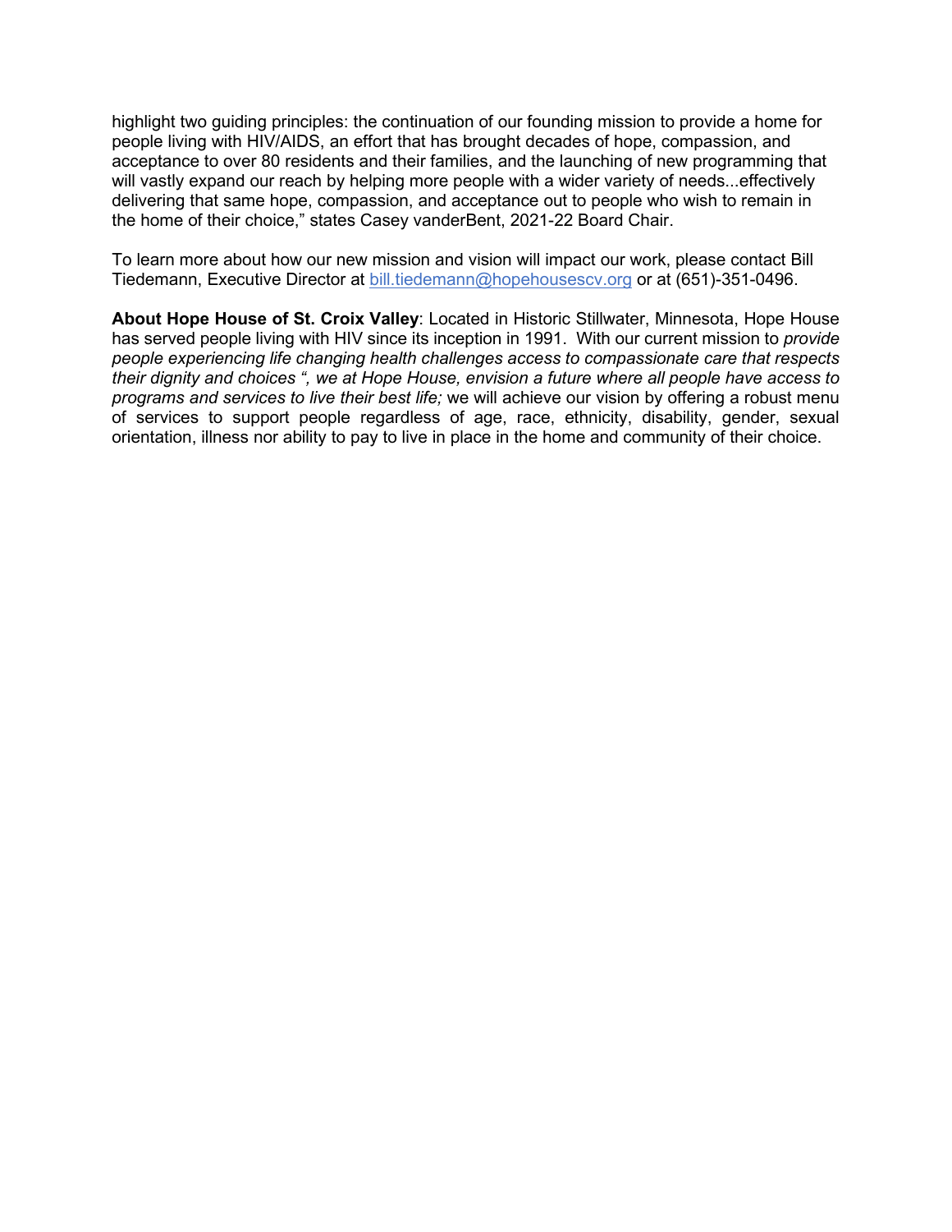highlight two guiding principles: the continuation of our founding mission to provide a home for people living with HIV/AIDS, an effort that has brought decades of hope, compassion, and acceptance to over 80 residents and their families, and the launching of new programming that will vastly expand our reach by helping more people with a wider variety of needs...effectively delivering that same hope, compassion, and acceptance out to people who wish to remain in the home of their choice," states Casey vanderBent, 2021-22 Board Chair.

To learn more about how our new mission and vision will impact our work, please contact Bill Tiedemann, Executive Director at bill.tiedemann@hopehousescv.org or at (651)-351-0496.

**About Hope House of St. Croix Valley**: Located in Historic Stillwater, Minnesota, Hope House has served people living with HIV since its inception in 1991. With our current mission to *provide people experiencing life changing health challenges access to compassionate care that respects their dignity and choices ", we at Hope House, envision a future where all people have access to programs and services to live their best life;* we will achieve our vision by offering a robust menu of services to support people regardless of age, race, ethnicity, disability, gender, sexual orientation, illness nor ability to pay to live in place in the home and community of their choice.